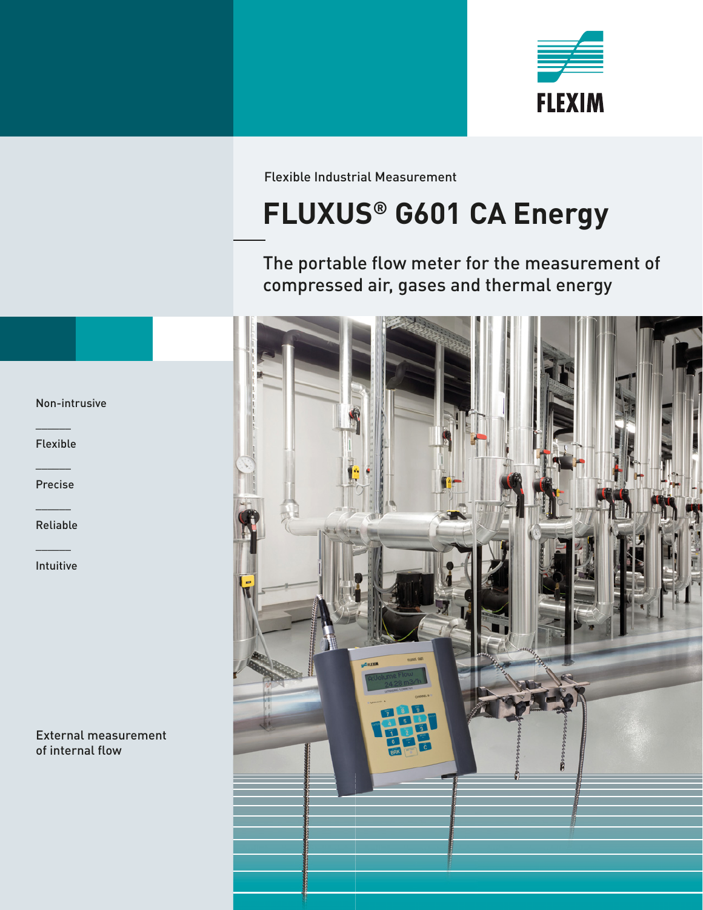FLEXIM

Flexible Industrial Measurement

# FLUXUS® G601 CA Energy

The portable flow meter for the measurement of compressed air, gases and thermal energy

Non-intrusive

Flexible

Precise

Reliable

Intuitive

External measurement of internal flow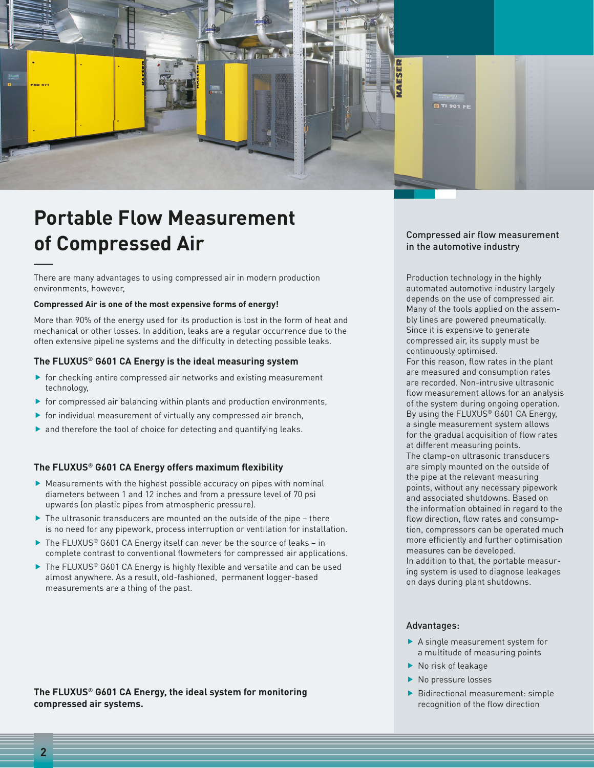# Portable Flow Measurement of Compressed Air

There are many advantages to using compressed air in modern production environments, however,

**Compressed Air is one of the most expensive forms of energy!**

More than 90% of the energy used for its production is lost in the form of heat and mechanical or other losses. In addition, leaks are a regular occurrence due to the often extensive pipeline systems and the difficulty in detecting possible leaks.

### The FLUXUS® G601 CA Energy is the ideal measuring system

- for checking entire compressed air networks and existing measurement technology,
- for compressed air balancing within plants and production environments,
- for individual measurement of virtually any compressed air branch,
- and therefore the tool of choice for detecting and quantifying leaks.

### The FLUXUS® G601 CA Energy offers maximum flexibility

- Measurements with the highest possible accuracy on pipes with nominal diameters between 1 and 12 inches and from a pressure level of 70 psi upwards (on plastic pipes from atmospheric pressure).
- The ultrasonic transducers are mounted on the outside of the pipe – there is no need for any pipework, process interruption or ventilation for installation.
- The FLUXUS® G601 CA Energy itself can never be the source of leaks – in complete contrast to conventional flowmeters for compressed air applications.
- The FLUXUS® G601 CA Energy is highly flexible and versatile and can be used almost anywhere. As a result, old-fashioned, permanent logger-based measurements are a thing of the past.

**The FLUXUS® G601 CA Energy, the ideal system for monitoring compressed air systems.**

## Compressed air flow measurement in the automotive industry

Production technology in the highly automated automotive industry largely depends on the use of compressed air. Many of the tools applied on the assembly lines are powered pneumatically. Since it is expensive to generate compressed air, its supply must be continuously optimised.
For this reason, flow rates in the plant are measured and consumption rates are recorded. Non-intrusive ultrasonic flow measurement allows for an analysis of the system during ongoing operation. By using the FLUXUS® G601 CA Energy, a single measurement system allows for the gradual acquisition of flow rates at different measuring points.
The clamp-on ultrasonic transducers are simply mounted on the outside of the pipe at the relevant measuring points, without any necessary pipework and associated shutdowns. Based on the information obtained in regard to the flow direction, flow rates and consumption, compressors can be operated much more efficiently and further optimisation measures can be developed.
In addition to that, the portable measuring system is used to diagnose leakages on days during plant shutdowns.

### Advantages:

- A single measurement system for a multitude of measuring points
- No risk of leakage
- No pressure losses
- Bidirectional measurement: simple recognition of the flow direction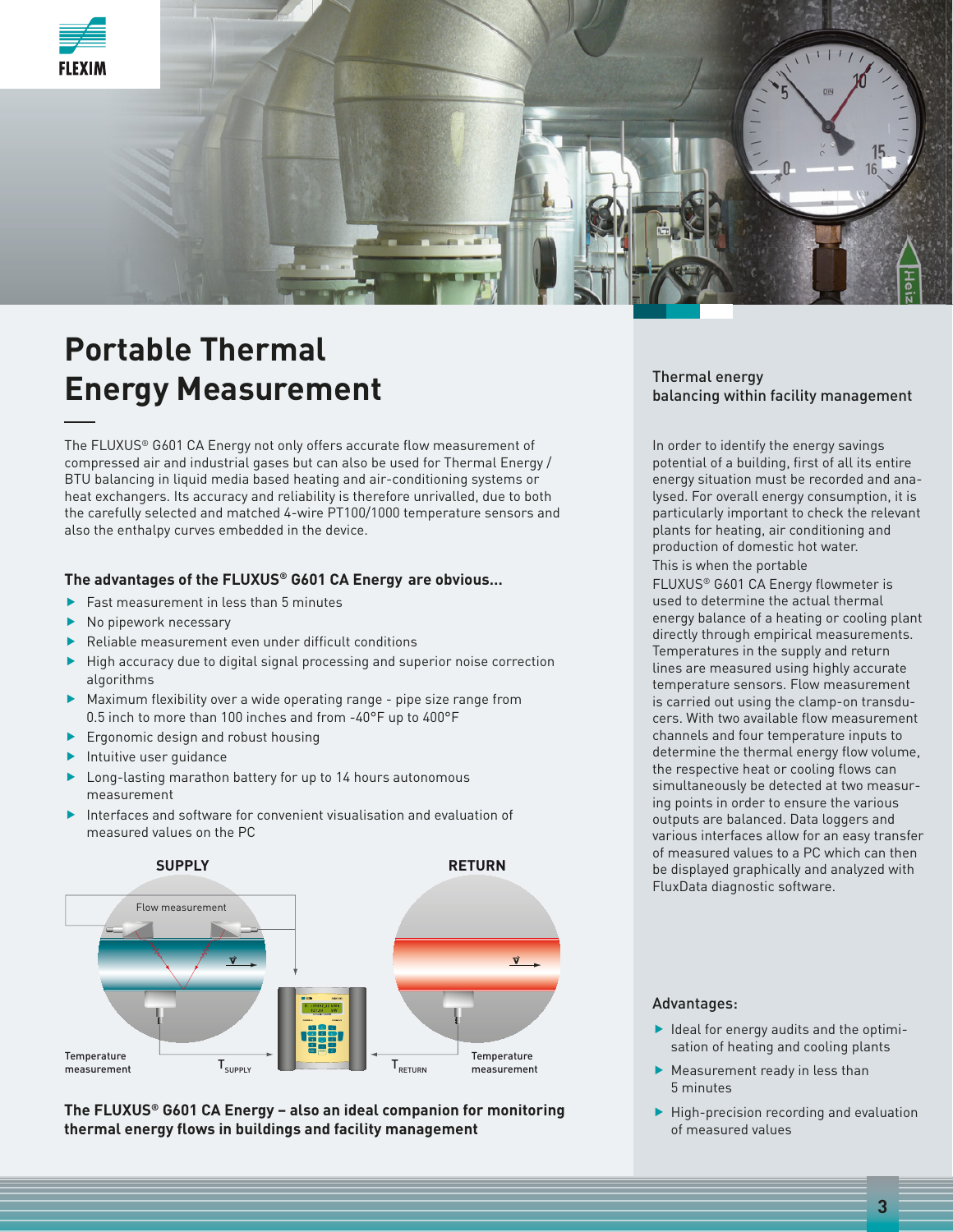# Portable Thermal Energy Measurement

The FLUXUS® G601 CA Energy not only offers accurate flow measurement of compressed air and industrial gases but can also be used for Thermal Energy / BTU balancing in liquid media based heating and air-conditioning systems or heat exchangers. Its accuracy and reliability is therefore unrivalled, due to both the carefully selected and matched 4-wire PT100/1000 temperature sensors and also the enthalpy curves embedded in the device.

### The advantages of the FLUXUS® G601 CA Energy are obvious...

- Fast measurement in less than 5 minutes
- No pipework necessary
- Reliable measurement even under difficult conditions
- High accuracy due to digital signal processing and superior noise correction algorithms
- Maximum flexibility over a wide operating range - pipe size range from 0.5 inch to more than 100 inches and from -40°F up to 400°F
- Ergonomic design and robust housing
- Intuitive user guidance
- Long-lasting marathon battery for up to 14 hours autonomous measurement
- Interfaces and software for convenient visualisation and evaluation of measured values on the PC

SUPPLY — RETURN

Flow measurement

Temperature measurement — $T_{SUPPLY}$ — $T_{RETURN}$ — Temperature measurement

**The FLUXUS® G601 CA Energy – also an ideal companion for monitoring thermal energy flows in buildings and facility management**

## Thermal energy balancing within facility management

In order to identify the energy savings potential of a building, first of all its entire energy situation must be recorded and analysed. For overall energy consumption, it is particularly important to check the relevant plants for heating, air conditioning and production of domestic hot water.

This is when the portable FLUXUS® G601 CA Energy flowmeter is used to determine the actual thermal energy balance of a heating or cooling plant directly through empirical measurements. Temperatures in the supply and return lines are measured using highly accurate temperature sensors. Flow measurement is carried out using the clamp-on transducers. With two available flow measurement channels and four temperature inputs to determine the thermal energy flow volume, the respective heat or cooling flows can simultaneously be detected at two measuring points in order to ensure the various outputs are balanced. Data loggers and various interfaces allow for an easy transfer of measured values to a PC which can then be displayed graphically and analyzed with FluxData diagnostic software.

### Advantages:

- Ideal for energy audits and the optimisation of heating and cooling plants
- Measurement ready in less than 5 minutes
- High-precision recording and evaluation of measured values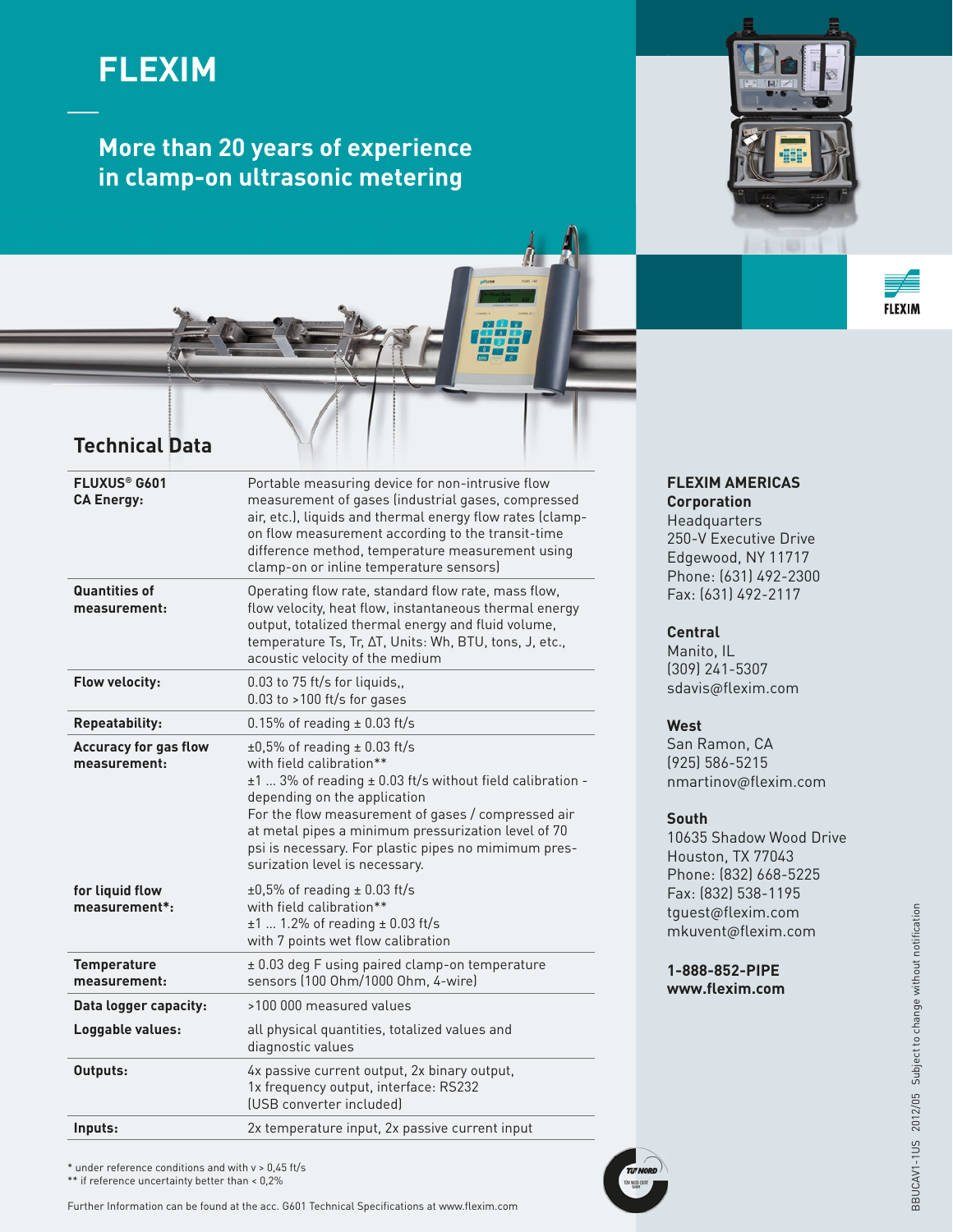# FLEXIM

## More than 20 years of experience in clamp-on ultrasonic metering

### Technical Data

| | |
|---|---|
| **FLUXUS® G601 CA Energy:** | Portable measuring device for non-intrusive flow measurement of gases (industrial gases, compressed air, etc.), liquids and thermal energy flow rates (clamp-on flow measurement according to the transit-time difference method, temperature measurement using clamp-on or inline temperature sensors) |
| **Quantities of measurement:** | Operating flow rate, standard flow rate, mass flow, flow velocity, heat flow, instantaneous thermal energy output, totalized thermal energy and fluid volume, temperature Ts, Tr, ΔT, Units: Wh, BTU, tons, J, etc., acoustic velocity of the medium |
| **Flow velocity:** | 0.03 to 75 ft/s for liquids,, 0.03 to >100 ft/s for gases |
| **Repeatability:** | 0.15% of reading ± 0.03 ft/s |
| **Accuracy for gas flow measurement:** | ±0,5% of reading ± 0.03 ft/s with field calibration** ±1 ... 3% of reading ± 0.03 ft/s without field calibration - depending on the application For the flow measurement of gases / compressed air at metal pipes a minimum pressurization level of 70 psi is necessary. For plastic pipes no mimimum pressurization level is necessary. |
| **for liquid flow measurement*:** | ±0,5% of reading ± 0.03 ft/s with field calibration** ±1 ... 1.2% of reading ± 0.03 ft/s with 7 points wet flow calibration |
| **Temperature measurement:** | ± 0.03 deg F using paired clamp-on temperature sensors (100 Ohm/1000 Ohm, 4-wire) |
| **Data logger capacity:** | >100 000 measured values |
| **Loggable values:** | all physical quantities, totalized values and diagnostic values |
| **Outputs:** | 4x passive current output, 2x binary output, 1x frequency output, interface: RS232 (USB converter included) |
| **Inputs:** | 2x temperature input, 2x passive current input |

\* under reference conditions and with v > 0,45 ft/s
\** if reference uncertainty better than < 0,2%

Further Information can be found at the acc. G601 Technical Specifications at www.flexim.com

**FLEXIM AMERICAS Corporation**
Headquarters
250-V Executive Drive
Edgewood, NY 11717
Phone: (631) 492-2300
Fax: (631) 492-2117

**Central**
Manito, IL
(309) 241-5307
sdavis@flexim.com

**West**
San Ramon, CA
(925) 586-5215
nmartinov@flexim.com

**South**
10635 Shadow Wood Drive
Houston, TX 77043
Phone: (832) 668-5225
Fax: (832) 538-1195
tguest@flexim.com
mkuvent@flexim.com

**1-888-852-PIPE**
**www.flexim.com**

BBUCAV1-1US 2012/05 Subject to change without notification